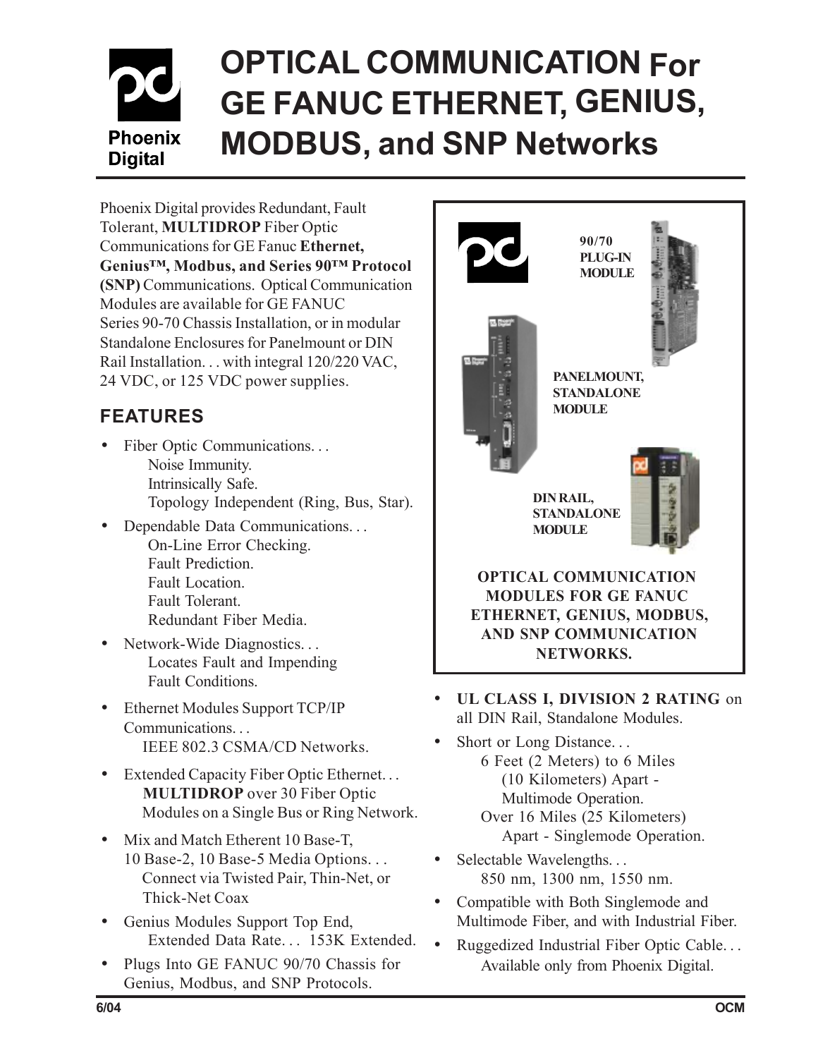# OPTICAL COMMUNICATION For GE FANUC ETHERNET, GENIUS, MODBUS, and SNP Networks

Phoenix Digital

Phoenix Digital provides Redundant, Fault Tolerant, **MULTIDROP** Fiber Optic Communications for GE Fanuc **Ethernet, Genius™, Modbus, and Series 90™ Protocol (SNP)** Communications. Optical Communication Modules are available for GE FANUC Series 90-70 Chassis Installation, or in modular Standalone Enclosures for Panelmount or DIN Rail Installation. . . with integral 120/220 VAC, 24 VDC, or 125 VDC power supplies.

## FEATURES

- Fiber Optic Communications. . .
  - Noise Immunity.
  - Intrinsically Safe.
  - Topology Independent (Ring, Bus, Star).
- Dependable Data Communications. . .
  - On-Line Error Checking.
  - Fault Prediction.
  - Fault Location.
  - Fault Tolerant.
  - Redundant Fiber Media.
- Network-Wide Diagnostics. . .
  - Locates Fault and Impending Fault Conditions.
- Ethernet Modules Support TCP/IP Communications. . .
  - IEEE 802.3 CSMA/CD Networks.
- Extended Capacity Fiber Optic Ethernet. . .
  - **MULTIDROP** over 30 Fiber Optic Modules on a Single Bus or Ring Network.
- Mix and Match Etherent 10 Base-T, 10 Base-2, 10 Base-5 Media Options. . .
  - Connect via Twisted Pair, Thin-Net, or Thick-Net Coax
- Genius Modules Support Top End, Extended Data Rate. . . 153K Extended.
- Plugs Into GE FANUC 90/70 Chassis for Genius, Modbus, and SNP Protocols.

90/70 PLUG-IN MODULE

PANELMOUNT, STANDALONE MODULE

DIN RAIL, STANDALONE MODULE

**OPTICAL COMMUNICATION MODULES FOR GE FANUC ETHERNET, GENIUS, MODBUS, AND SNP COMMUNICATION NETWORKS.**

- **UL CLASS I, DIVISION 2 RATING** on all DIN Rail, Standalone Modules.
- Short or Long Distance. . .
  - 6 Feet (2 Meters) to 6 Miles (10 Kilometers) Apart - Multimode Operation.
  - Over 16 Miles (25 Kilometers) Apart - Singlemode Operation.
- Selectable Wavelengths. . .
  - 850 nm, 1300 nm, 1550 nm.
- Compatible with Both Singlemode and Multimode Fiber, and with Industrial Fiber.
- Ruggedized Industrial Fiber Optic Cable. . .
  - Available only from Phoenix Digital.

6/04 OCM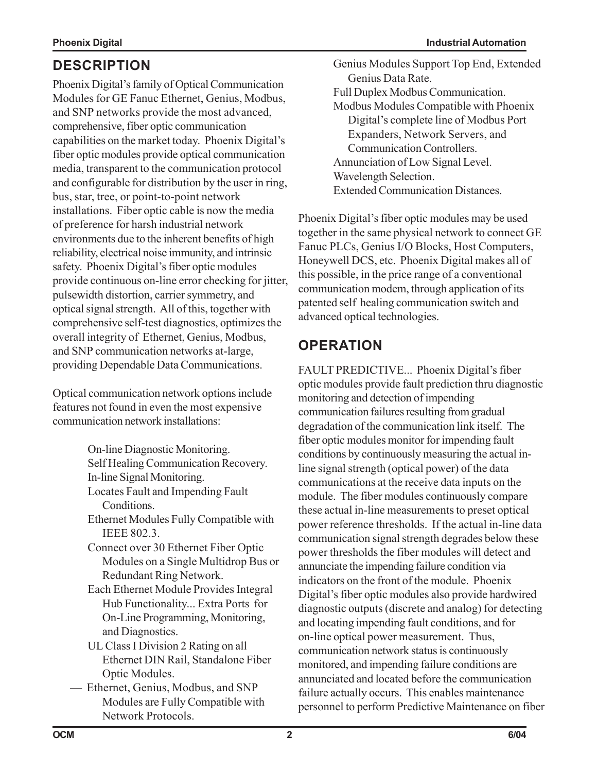## DESCRIPTION

Phoenix Digital's family of Optical Communication Modules for GE Fanuc Ethernet, Genius, Modbus, and SNP networks provide the most advanced, comprehensive, fiber optic communication capabilities on the market today. Phoenix Digital's fiber optic modules provide optical communication media, transparent to the communication protocol and configurable for distribution by the user in ring, bus, star, tree, or point-to-point network installations. Fiber optic cable is now the media of preference for harsh industrial network environments due to the inherent benefits of high reliability, electrical noise immunity, and intrinsic safety. Phoenix Digital's fiber optic modules provide continuous on-line error checking for jitter, pulsewidth distortion, carrier symmetry, and optical signal strength. All of this, together with comprehensive self-test diagnostics, optimizes the overall integrity of Ethernet, Genius, Modbus, and SNP communication networks at-large, providing Dependable Data Communications.

Optical communication network options include features not found in even the most expensive communication network installations:

- On-line Diagnostic Monitoring.
- Self Healing Communication Recovery.
- In-line Signal Monitoring.
- Locates Fault and Impending Fault Conditions.
- Ethernet Modules Fully Compatible with IEEE 802.3.
- Connect over 30 Ethernet Fiber Optic Modules on a Single Multidrop Bus or Redundant Ring Network.
- Each Ethernet Module Provides Integral Hub Functionality... Extra Ports for On-Line Programming, Monitoring, and Diagnostics.
- UL Class I Division 2 Rating on all Ethernet DIN Rail, Standalone Fiber Optic Modules.
- Ethernet, Genius, Modbus, and SNP Modules are Fully Compatible with Network Protocols.
- Genius Modules Support Top End, Extended Genius Data Rate.
- Full Duplex Modbus Communication.
- Modbus Modules Compatible with Phoenix Digital's complete line of Modbus Port Expanders, Network Servers, and Communication Controllers.
- Annunciation of Low Signal Level.
- Wavelength Selection.
- Extended Communication Distances.

Phoenix Digital's fiber optic modules may be used together in the same physical network to connect GE Fanuc PLCs, Genius I/O Blocks, Host Computers, Honeywell DCS, etc. Phoenix Digital makes all of this possible, in the price range of a conventional communication modem, through application of its patented self healing communication switch and advanced optical technologies.

## OPERATION

FAULT PREDICTIVE... Phoenix Digital's fiber optic modules provide fault prediction thru diagnostic monitoring and detection of impending communication failures resulting from gradual degradation of the communication link itself. The fiber optic modules monitor for impending fault conditions by continuously measuring the actual in-line signal strength (optical power) of the data communications at the receive data inputs on the module. The fiber modules continuously compare these actual in-line measurements to preset optical power reference thresholds. If the actual in-line data communication signal strength degrades below these power thresholds the fiber modules will detect and annunciate the impending failure condition via indicators on the front of the module. Phoenix Digital's fiber optic modules also provide hardwired diagnostic outputs (discrete and analog) for detecting and locating impending fault conditions, and for on-line optical power measurement. Thus, communication network status is continuously monitored, and impending failure conditions are annunciated and located before the communication failure actually occurs. This enables maintenance personnel to perform Predictive Maintenance on fiber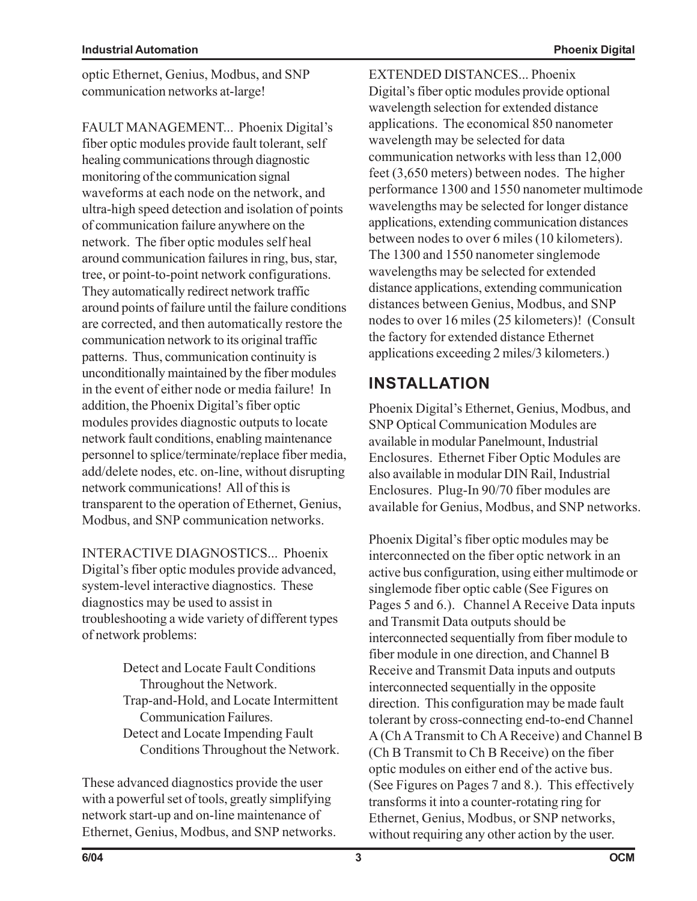optic Ethernet, Genius, Modbus, and SNP communication networks at-large!

FAULT MANAGEMENT... Phoenix Digital's fiber optic modules provide fault tolerant, self healing communications through diagnostic monitoring of the communication signal waveforms at each node on the network, and ultra-high speed detection and isolation of points of communication failure anywhere on the network. The fiber optic modules self heal around communication failures in ring, bus, star, tree, or point-to-point network configurations. They automatically redirect network traffic around points of failure until the failure conditions are corrected, and then automatically restore the communication network to its original traffic patterns. Thus, communication continuity is unconditionally maintained by the fiber modules in the event of either node or media failure! In addition, the Phoenix Digital's fiber optic modules provides diagnostic outputs to locate network fault conditions, enabling maintenance personnel to splice/terminate/replace fiber media, add/delete nodes, etc. on-line, without disrupting network communications! All of this is transparent to the operation of Ethernet, Genius, Modbus, and SNP communication networks.

INTERACTIVE DIAGNOSTICS... Phoenix Digital's fiber optic modules provide advanced, system-level interactive diagnostics. These diagnostics may be used to assist in troubleshooting a wide variety of different types of network problems:

- Detect and Locate Fault Conditions Throughout the Network.
- Trap-and-Hold, and Locate Intermittent Communication Failures.
- Detect and Locate Impending Fault Conditions Throughout the Network.

These advanced diagnostics provide the user with a powerful set of tools, greatly simplifying network start-up and on-line maintenance of Ethernet, Genius, Modbus, and SNP networks.

EXTENDED DISTANCES... Phoenix Digital's fiber optic modules provide optional wavelength selection for extended distance applications. The economical 850 nanometer wavelength may be selected for data communication networks with less than 12,000 feet (3,650 meters) between nodes. The higher performance 1300 and 1550 nanometer multimode wavelengths may be selected for longer distance applications, extending communication distances between nodes to over 6 miles (10 kilometers). The 1300 and 1550 nanometer singlemode wavelengths may be selected for extended distance applications, extending communication distances between Genius, Modbus, and SNP nodes to over 16 miles (25 kilometers)! (Consult the factory for extended distance Ethernet applications exceeding 2 miles/3 kilometers.)

## INSTALLATION

Phoenix Digital's Ethernet, Genius, Modbus, and SNP Optical Communication Modules are available in modular Panelmount, Industrial Enclosures. Ethernet Fiber Optic Modules are also available in modular DIN Rail, Industrial Enclosures. Plug-In 90/70 fiber modules are available for Genius, Modbus, and SNP networks.

Phoenix Digital's fiber optic modules may be interconnected on the fiber optic network in an active bus configuration, using either multimode or singlemode fiber optic cable (See Figures on Pages 5 and 6.). Channel A Receive Data inputs and Transmit Data outputs should be interconnected sequentially from fiber module to fiber module in one direction, and Channel B Receive and Transmit Data inputs and outputs interconnected sequentially in the opposite direction. This configuration may be made fault tolerant by cross-connecting end-to-end Channel A (Ch A Transmit to Ch A Receive) and Channel B (Ch B Transmit to Ch B Receive) on the fiber optic modules on either end of the active bus. (See Figures on Pages 7 and 8.). This effectively transforms it into a counter-rotating ring for Ethernet, Genius, Modbus, or SNP networks, without requiring any other action by the user.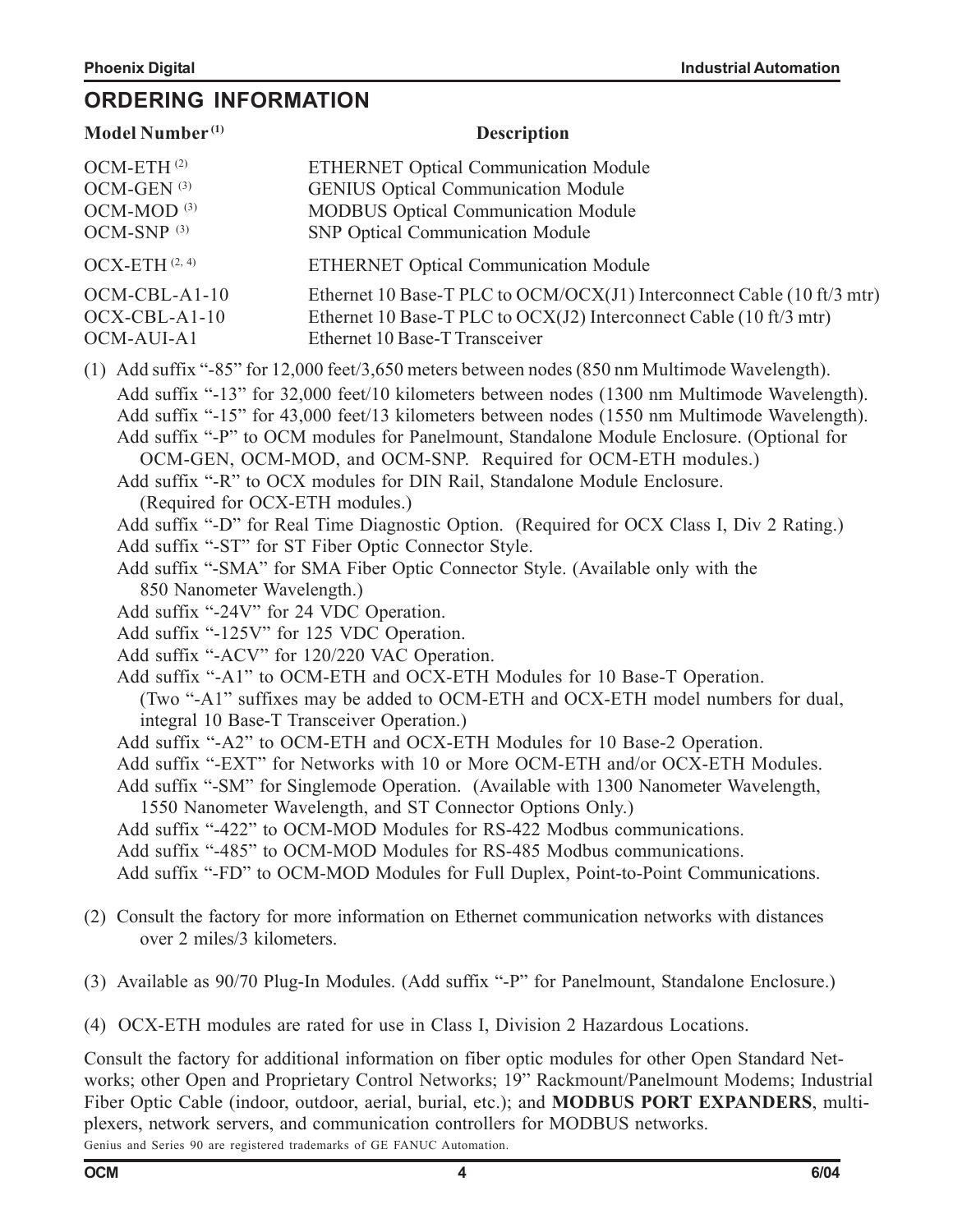## ORDERING INFORMATION

| Model Number [1] | Description |
|---|---|
| OCM-ETH [2] | ETHERNET Optical Communication Module |
| OCM-GEN [3] | GENIUS Optical Communication Module |
| OCM-MOD [3] | MODBUS Optical Communication Module |
| OCM-SNP [3] | SNP Optical Communication Module |
| OCX-ETH [2, 4] | ETHERNET Optical Communication Module |
| OCM-CBL-A1-10 | Ethernet 10 Base-T PLC to OCM/OCX(J1) Interconnect Cable (10 ft/3 mtr) |
| OCX-CBL-A1-10 | Ethernet 10 Base-T PLC to OCX(J2) Interconnect Cable (10 ft/3 mtr) |
| OCM-AUI-A1 | Ethernet 10 Base-T Transceiver |

(1) Add suffix "-85" for 12,000 feet/3,650 meters between nodes (850 nm Multimode Wavelength).
Add suffix "-13" for 32,000 feet/10 kilometers between nodes (1300 nm Multimode Wavelength).
Add suffix "-15" for 43,000 feet/13 kilometers between nodes (1550 nm Multimode Wavelength).
Add suffix "-P" to OCM modules for Panelmount, Standalone Module Enclosure. (Optional for OCM-GEN, OCM-MOD, and OCM-SNP. Required for OCM-ETH modules.)
Add suffix "-R" to OCX modules for DIN Rail, Standalone Module Enclosure. (Required for OCX-ETH modules.)
Add suffix "-D" for Real Time Diagnostic Option. (Required for OCX Class I, Div 2 Rating.)
Add suffix "-ST" for ST Fiber Optic Connector Style.
Add suffix "-SMA" for SMA Fiber Optic Connector Style. (Available only with the 850 Nanometer Wavelength.)
Add suffix "-24V" for 24 VDC Operation.
Add suffix "-125V" for 125 VDC Operation.
Add suffix "-ACV" for 120/220 VAC Operation.
Add suffix "-A1" to OCM-ETH and OCX-ETH Modules for 10 Base-T Operation. (Two "-A1" suffixes may be added to OCM-ETH and OCX-ETH model numbers for dual, integral 10 Base-T Transceiver Operation.)
Add suffix "-A2" to OCM-ETH and OCX-ETH Modules for 10 Base-2 Operation.
Add suffix "-EXT" for Networks with 10 or More OCM-ETH and/or OCX-ETH Modules.
Add suffix "-SM" for Singlemode Operation. (Available with 1300 Nanometer Wavelength, 1550 Nanometer Wavelength, and ST Connector Options Only.)
Add suffix "-422" to OCM-MOD Modules for RS-422 Modbus communications.
Add suffix "-485" to OCM-MOD Modules for RS-485 Modbus communications.
Add suffix "-FD" to OCM-MOD Modules for Full Duplex, Point-to-Point Communications.

(2) Consult the factory for more information on Ethernet communication networks with distances over 2 miles/3 kilometers.

(3) Available as 90/70 Plug-In Modules. (Add suffix "-P" for Panelmount, Standalone Enclosure.)

(4) OCX-ETH modules are rated for use in Class I, Division 2 Hazardous Locations.

Consult the factory for additional information on fiber optic modules for other Open Standard Networks; other Open and Proprietary Control Networks; 19" Rackmount/Panelmount Modems; Industrial Fiber Optic Cable (indoor, outdoor, aerial, burial, etc.); and **MODBUS PORT EXPANDERS**, multiplexers, network servers, and communication controllers for MODBUS networks.

Genius and Series 90 are registered trademarks of GE FANUC Automation.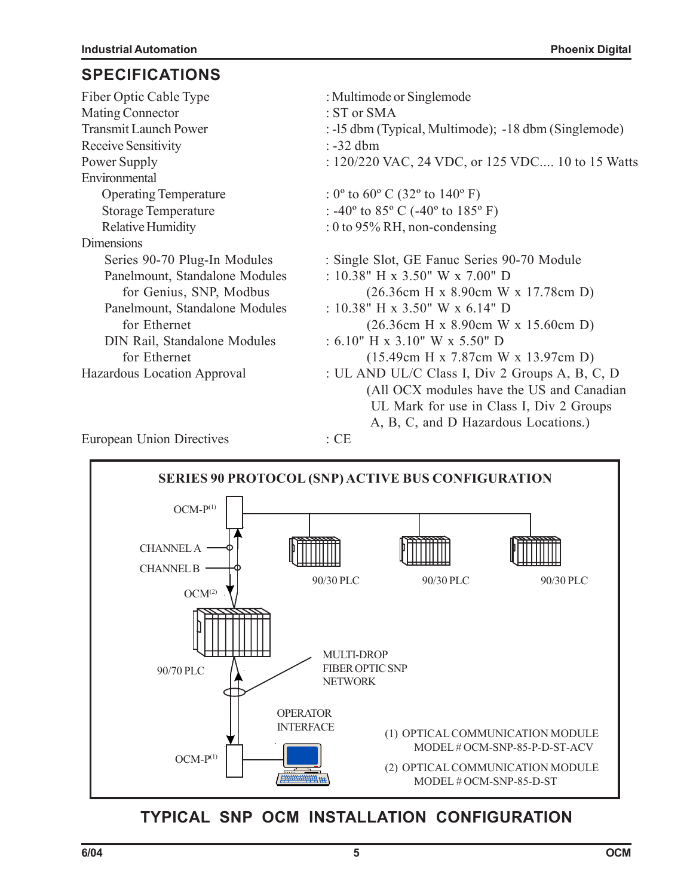## SPECIFICATIONS

| | |
|---|---|
| Fiber Optic Cable Type | : Multimode or Singlemode |
| Mating Connector | : ST or SMA |
| Transmit Launch Power | : -l5 dbm (Typical, Multimode); -18 dbm (Singlemode) |
| Receive Sensitivity | : -32 dbm |
| Power Supply | : 120/220 VAC, 24 VDC, or 125 VDC.... 10 to 15 Watts |
| Environmental | |
| Operating Temperature | : 0º to 60º C (32º to 140º F) |
| Storage Temperature | : -40º to 85º C (-40º to 185º F) |
| Relative Humidity | : 0 to 95% RH, non-condensing |
| Dimensions | |
| Series 90-70 Plug-In Modules | : Single Slot, GE Fanuc Series 90-70 Module |
| Panelmount, Standalone Modules for Genius, SNP, Modbus | : 10.38" H x 3.50" W x 7.00" D (26.36cm H x 8.90cm W x 17.78cm D) |
| Panelmount, Standalone Modules for Ethernet | : 10.38" H x 3.50" W x 6.14" D (26.36cm H x 8.90cm W x 15.60cm D) |
| DIN Rail, Standalone Modules for Ethernet | : 6.10" H x 3.10" W x 5.50" D (15.49cm H x 7.87cm W x 13.97cm D) |
| Hazardous Location Approval | : UL AND UL/C Class I, Div 2 Groups A, B, C, D (All OCX modules have the US and Canadian UL Mark for use in Class I, Div 2 Groups A, B, C, and D Hazardous Locations.) |
| European Union Directives | : CE |

**SERIES 90 PROTOCOL (SNP) ACTIVE BUS CONFIGURATION**

OCM-P(1)

CHANNEL A

CHANNEL B

OCM(2)

90/30 PLC

90/30 PLC

90/30 PLC

90/70 PLC

MULTI-DROP FIBER OPTIC SNP NETWORK

OPERATOR INTERFACE

OCM-P(1)

(1) OPTICAL COMMUNICATION MODULE MODEL # OCM-SNP-85-P-D-ST-ACV

(2) OPTICAL COMMUNICATION MODULE MODEL # OCM-SNP-85-D-ST

## TYPICAL SNP OCM INSTALLATION CONFIGURATION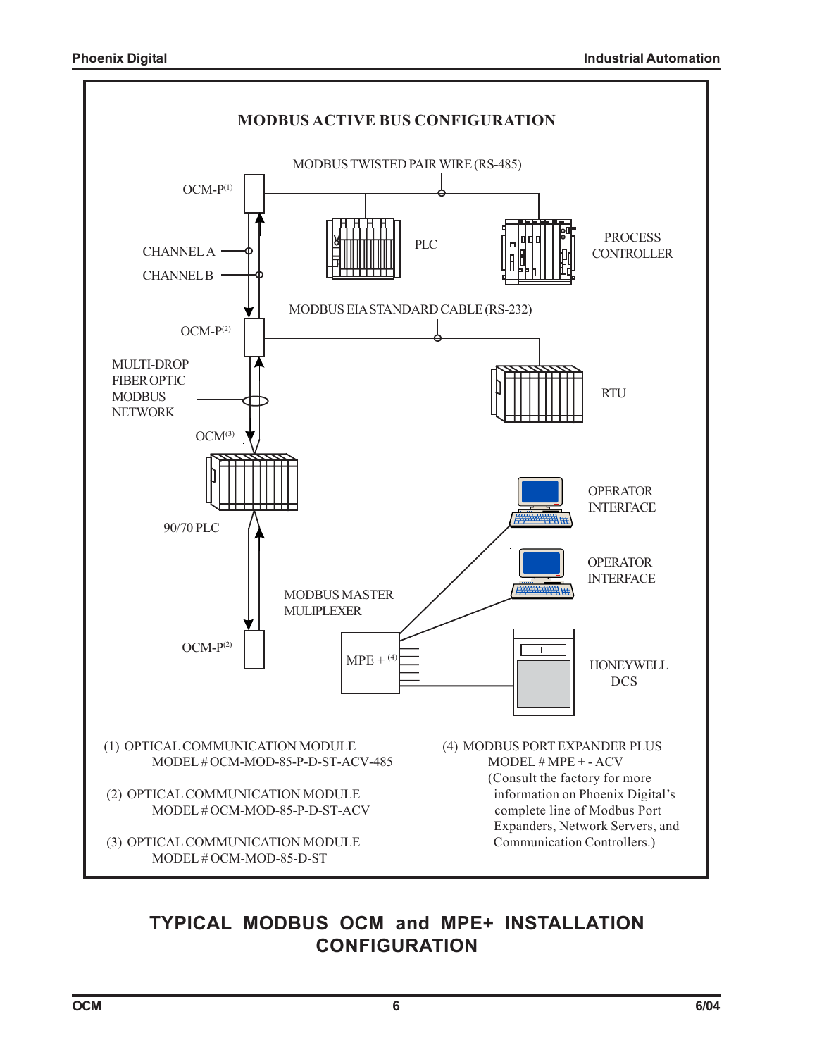## MODBUS ACTIVE BUS CONFIGURATION

MODBUS TWISTED PAIR WIRE (RS-485)

OCM-P[1]

PLC

PROCESS CONTROLLER

CHANNEL A

CHANNEL B

MODBUS EIA STANDARD CABLE (RS-232)

OCM-P[2]

MULTI-DROP FIBER OPTIC MODBUS NETWORK

RTU

OCM[3]

90/70 PLC

OPERATOR INTERFACE

OPERATOR INTERFACE

MODBUS MASTER MULIPLEXER

OCM-P[2]

MPE + [4]

HONEYWELL DCS

(1) OPTICAL COMMUNICATION MODULE
MODEL # OCM-MOD-85-P-D-ST-ACV-485

(2) OPTICAL COMMUNICATION MODULE
MODEL # OCM-MOD-85-P-D-ST-ACV

(3) OPTICAL COMMUNICATION MODULE
MODEL # OCM-MOD-85-D-ST

(4) MODBUS PORT EXPANDER PLUS
MODEL # MPE + - ACV
(Consult the factory for more information on Phoenix Digital's complete line of Modbus Port Expanders, Network Servers, and Communication Controllers.)

# TYPICAL MODBUS OCM and MPE+ INSTALLATION CONFIGURATION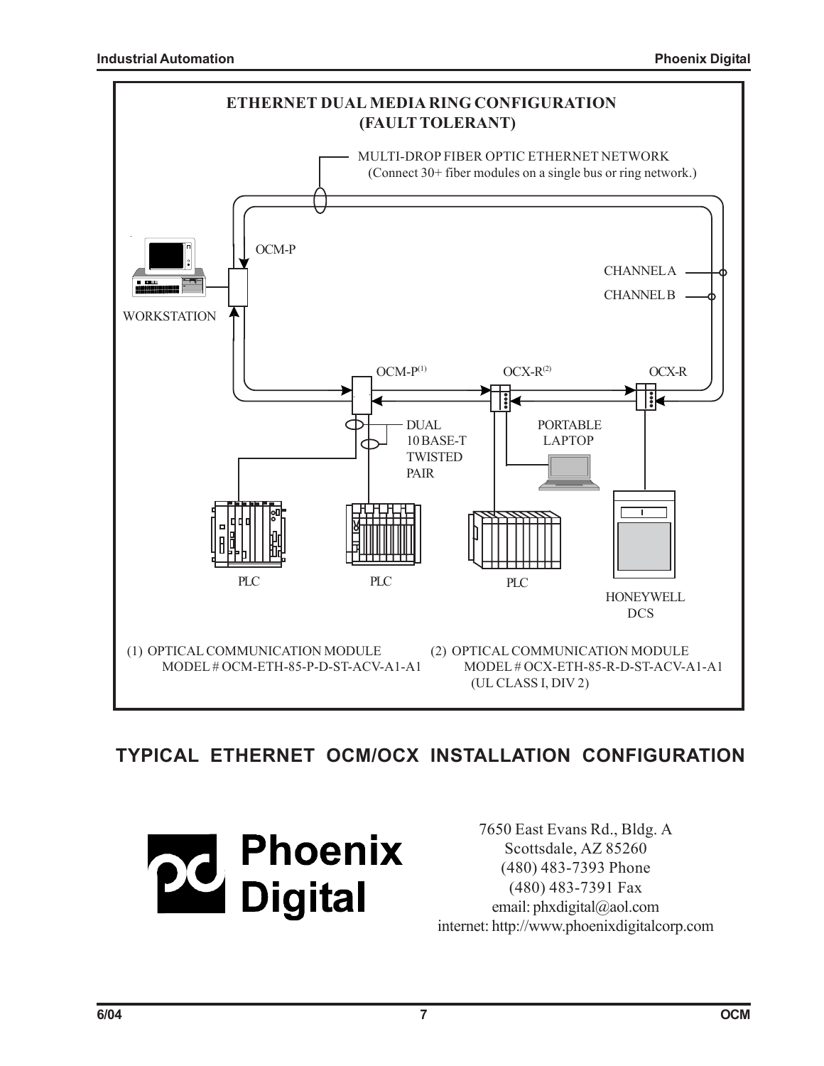## ETHERNET DUAL MEDIA RING CONFIGURATION (FAULT TOLERANT)

MULTI-DROP FIBER OPTIC ETHERNET NETWORK
(Connect 30+ fiber modules on a single bus or ring network.)

OCM-P

WORKSTATION

CHANNEL A

CHANNEL B

OCM-P(1)

OCX-R(2)

OCX-R

DUAL 10 BASE-T TWISTED PAIR

PORTABLE LAPTOP

PLC

PLC

PLC

HONEYWELL DCS

(1) OPTICAL COMMUNICATION MODULE
MODEL # OCM-ETH-85-P-D-ST-ACV-A1-A1

(2) OPTICAL COMMUNICATION MODULE
MODEL # OCX-ETH-85-R-D-ST-ACV-A1-A1
(UL CLASS I, DIV 2)

## TYPICAL ETHERNET OCM/OCX INSTALLATION CONFIGURATION

**Phoenix Digital**

7650 East Evans Rd., Bldg. A
Scottsdale, AZ 85260
(480) 483-7393 Phone
(480) 483-7391 Fax
email: phxdigital@aol.com
internet: http://www.phoenixdigitalcorp.com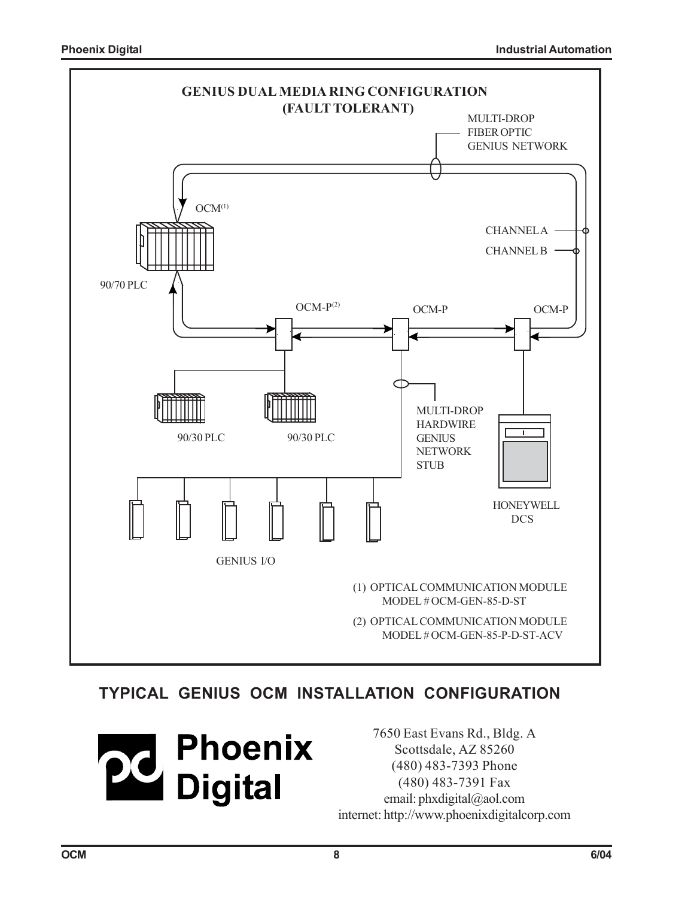## GENIUS DUAL MEDIA RING CONFIGURATION
## (FAULT TOLERANT)

MULTI-DROP
FIBER OPTIC
GENIUS NETWORK

OCM(1)

CHANNEL A

CHANNEL B

90/70 PLC

OCM-P(2)

OCM-P

OCM-P

90/30 PLC

90/30 PLC

MULTI-DROP
HARDWIRE
GENIUS
NETWORK
STUB

HONEYWELL
DCS

GENIUS I/O

(1) OPTICAL COMMUNICATION MODULE
MODEL # OCM-GEN-85-D-ST

(2) OPTICAL COMMUNICATION MODULE
MODEL # OCM-GEN-85-P-D-ST-ACV

## TYPICAL GENIUS OCM INSTALLATION CONFIGURATION

**Phoenix Digital**

7650 East Evans Rd., Bldg. A
Scottsdale, AZ 85260
(480) 483-7393 Phone
(480) 483-7391 Fax
email: phxdigital@aol.com
internet: http://www.phoenixdigitalcorp.com